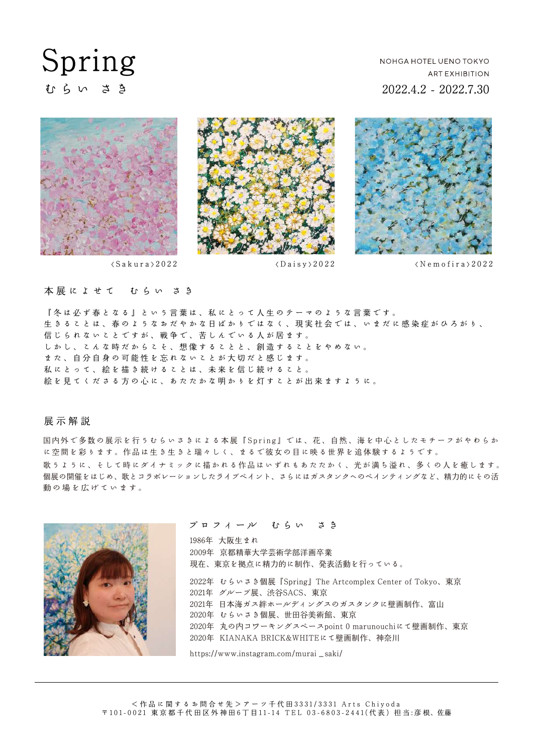# Spring

むらい　さき

NOHGA HOTEL UENO TOKYO
ART EXHIBITION
2022.4.2 - 2022.7.30

〈Sakura〉2022

〈Daisy〉2022

〈Nemofira〉2022

## 本展によせて　むらい　さき

『冬は必ず春となる』という言葉は、私にとって人生のテーマのような言葉です。
生きることは、春のようなおだやかな日ばかりではなく、現実社会では、いまだに感染症がひろがり、
信じられないことですが、戦争で、苦しんでいる人が居ます。
しかし、こんな時だからこそ、想像することと、創造することをやめない。
また、自分自身の可能性を忘れないことが大切だと感じます。
私にとって、絵を描き続けることは、未来を信じ続けること。
絵を見てくださる方の心に、あたたかな明かりを灯すことが出来ますように。

## 展示解説

国内外で多数の展示を行うむらいさきによる本展『Spring』では、花、自然、海を中心としたモチーフがやわらかに空間を彩ります。作品は生き生きと瑞々しく、まるで彼女の目に映る世界を追体験するようです。
歌うように、そして時にダイナミックに描かれる作品はいずれもあたたかく、光が満ち溢れ、多くの人を癒します。個展の開催をはじめ、歌とコラボレーションしたライブペイント、さらにはガスタンクへのペインティングなど、精力的にその活動の場を広げています。

## プロフィール　むらい　さき

1986年　大阪生まれ
2009年　京都精華大学芸術学部洋画卒業
現在、東京を拠点に精力的に制作、発表活動を行っている。

2022年　むらいさき個展『Spring』The Artcomplex Center of Tokyo、東京
2021年　グループ展、渋谷SACS、東京
2021年　日本海ガス絆ホールディングスのガスタンクに壁画制作、富山
2020年　むらいさき個展、世田谷美術館、東京
2020年　丸の内コワーキングスペースpoint 0 marunouchiにて壁画制作、東京
2020年　KIANAKA BRICK&WHITEにて壁画制作、神奈川

https://www.instagram.com/murai_saki/

---

＜作品に関するお問合せ先＞アーツ千代田3331/3331 Arts Chiyoda
〒101-0021 東京都千代田区外神田6丁目11-14 TEL 03-6803-2441(代表) 担当:彦根、佐藤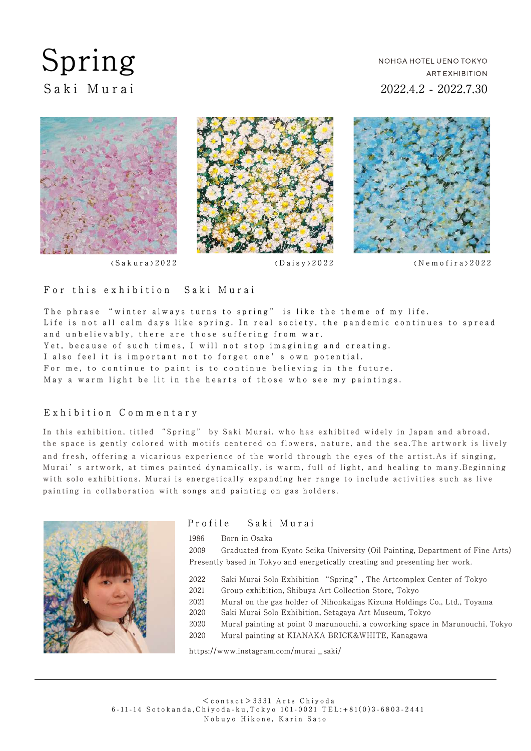# Spring

## Saki Murai

NOHGA HOTEL UENO TOKYO
ART EXHIBITION
2022.4.2 - 2022.7.30

〈Sakura〉2022

〈Daisy〉2022

〈Nemofira〉2022

## For this exhibition　Saki Murai

The phrase "winter always turns to spring" is like the theme of my life.
Life is not all calm days like spring. In real society, the pandemic continues to spread and unbelievably, there are those suffering from war.
Yet, because of such times, I will not stop imagining and creating.
I also feel it is important not to forget one's own potential.
For me, to continue to paint is to continue believing in the future.
May a warm light be lit in the hearts of those who see my paintings.

## Exhibition Commentary

In this exhibition, titled "Spring" by Saki Murai, who has exhibited widely in Japan and abroad, the space is gently colored with motifs centered on flowers, nature, and the sea.The artwork is lively and fresh, offering a vicarious experience of the world through the eyes of the artist.As if singing, Murai's artwork, at times painted dynamically, is warm, full of light, and healing to many.Beginning with solo exhibitions, Murai is energetically expanding her range to include activities such as live painting in collaboration with songs and painting on gas holders.

## Profile　Saki Murai

1986　Born in Osaka
2009　Graduated from Kyoto Seika University (Oil Painting, Department of Fine Arts)
Presently based in Tokyo and energetically creating and presenting her work.

2022　Saki Murai Solo Exhibition "Spring", The Artcomplex Center of Tokyo
2021　Group exhibition, Shibuya Art Collection Store, Tokyo
2021　Mural on the gas holder of Nihonkaigas Kizuna Holdings Co., Ltd., Toyama
2020　Saki Murai Solo Exhibition, Setagaya Art Museum, Tokyo
2020　Mural painting at point 0 marunouchi, a coworking space in Marunouchi, Tokyo
2020　Mural painting at KIANAKA BRICK&WHITE, Kanagawa

https://www.instagram.com/murai_saki/

---

＜contact＞3331 Arts Chiyoda
6-11-14 Sotokanda,Chiyoda-ku,Tokyo 101-0021 TEL:+81(0)3-6803-2441
Nobuyo Hikone, Karin Sato